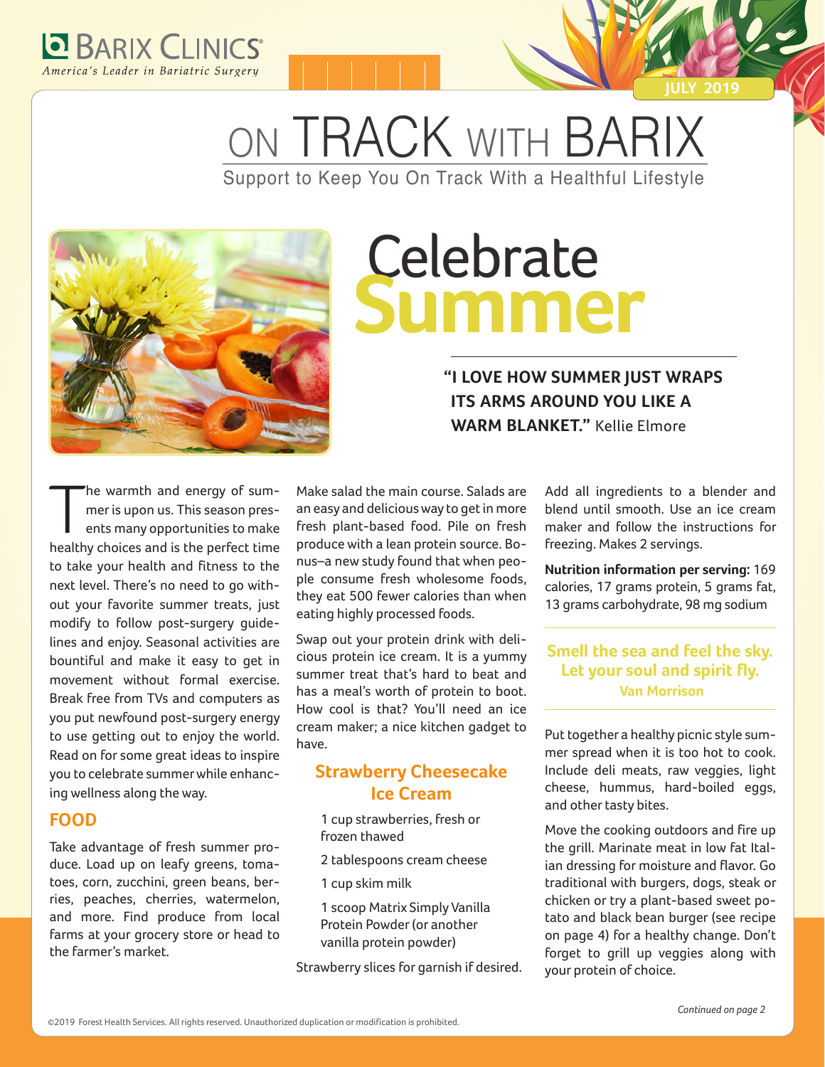Barix Clinics®
*America's Leader in Bariatric Surgery*

JULY 2019

# ON TRACK WITH BARIX

Support to Keep You On Track With a Healthful Lifestyle

# Celebrate Summer

**"I LOVE HOW SUMMER JUST WRAPS ITS ARMS AROUND YOU LIKE A WARM BLANKET."** Kellie Elmore

The warmth and energy of summer is upon us. This season presents many opportunities to make healthy choices and is the perfect time to take your health and fitness to the next level. There's no need to go without your favorite summer treats, just modify to follow post-surgery guidelines and enjoy. Seasonal activities are bountiful and make it easy to get in movement without formal exercise. Break free from TVs and computers as you put newfound post-surgery energy to use getting out to enjoy the world. Read on for some great ideas to inspire you to celebrate summer while enhancing wellness along the way.

## FOOD

Take advantage of fresh summer produce. Load up on leafy greens, tomatoes, corn, zucchini, green beans, berries, peaches, cherries, watermelon, and more. Find produce from local farms at your grocery store or head to the farmer's market.

Make salad the main course. Salads are an easy and delicious way to get in more fresh plant-based food. Pile on fresh produce with a lean protein source. Bonus–a new study found that when people consume fresh wholesome foods, they eat 500 fewer calories than when eating highly processed foods.

Swap out your protein drink with delicious protein ice cream. It is a yummy summer treat that's hard to beat and has a meal's worth of protein to boot. How cool is that? You'll need an ice cream maker; a nice kitchen gadget to have.

### Strawberry Cheesecake Ice Cream

1 cup strawberries, fresh or frozen thawed

2 tablespoons cream cheese

1 cup skim milk

1 scoop Matrix Simply Vanilla Protein Powder (or another vanilla protein powder)

Strawberry slices for garnish if desired.

Add all ingredients to a blender and blend until smooth. Use an ice cream maker and follow the instructions for freezing. Makes 2 servings.

**Nutrition information per serving:** 169 calories, 17 grams protein, 5 grams fat, 13 grams carbohydrate, 98 mg sodium

**Smell the sea and feel the sky. Let your soul and spirit fly.**
**Van Morrison**

Put together a healthy picnic style summer spread when it is too hot to cook. Include deli meats, raw veggies, light cheese, hummus, hard-boiled eggs, and other tasty bites.

Move the cooking outdoors and fire up the grill. Marinate meat in low fat Italian dressing for moisture and flavor. Go traditional with burgers, dogs, steak or chicken or try a plant-based sweet potato and black bean burger (see recipe on page 4) for a healthy change. Don't forget to grill up veggies along with your protein of choice.

*Continued on page 2*

©2019 Forest Health Services. All rights reserved. Unauthorized duplication or modification is prohibited.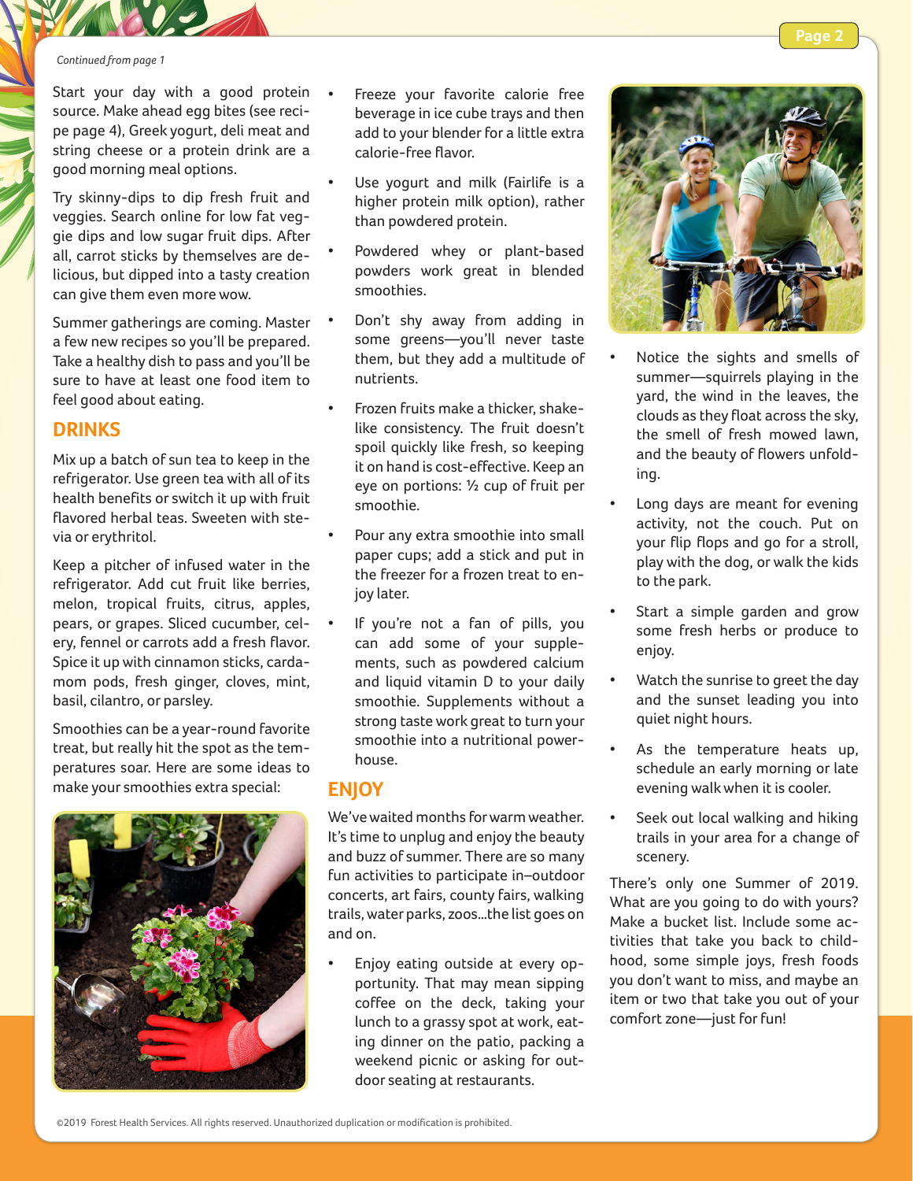*Continued from page 1*

Start your day with a good protein source. Make ahead egg bites (see recipe page 4), Greek yogurt, deli meat and string cheese or a protein drink are a good morning meal options.

Try skinny-dips to dip fresh fruit and veggies. Search online for low fat veggie dips and low sugar fruit dips. After all, carrot sticks by themselves are delicious, but dipped into a tasty creation can give them even more wow.

Summer gatherings are coming. Master a few new recipes so you'll be prepared. Take a healthy dish to pass and you'll be sure to have at least one food item to feel good about eating.

## DRINKS

Mix up a batch of sun tea to keep in the refrigerator. Use green tea with all of its health benefits or switch it up with fruit flavored herbal teas. Sweeten with stevia or erythritol.

Keep a pitcher of infused water in the refrigerator. Add cut fruit like berries, melon, tropical fruits, citrus, apples, pears, or grapes. Sliced cucumber, celery, fennel or carrots add a fresh flavor. Spice it up with cinnamon sticks, cardamom pods, fresh ginger, cloves, mint, basil, cilantro, or parsley.

Smoothies can be a year-round favorite treat, but really hit the spot as the temperatures soar. Here are some ideas to make your smoothies extra special:

- Freeze your favorite calorie free beverage in ice cube trays and then add to your blender for a little extra calorie-free flavor.
- Use yogurt and milk (Fairlife is a higher protein milk option), rather than powdered protein.
- Powdered whey or plant-based powders work great in blended smoothies.
- Don't shy away from adding in some greens—you'll never taste them, but they add a multitude of nutrients.
- Frozen fruits make a thicker, shake-like consistency. The fruit doesn't spoil quickly like fresh, so keeping it on hand is cost-effective. Keep an eye on portions: ½ cup of fruit per smoothie.
- Pour any extra smoothie into small paper cups; add a stick and put in the freezer for a frozen treat to enjoy later.
- If you're not a fan of pills, you can add some of your supplements, such as powdered calcium and liquid vitamin D to your daily smoothie. Supplements without a strong taste work great to turn your smoothie into a nutritional powerhouse.

## ENJOY

We've waited months for warm weather. It's time to unplug and enjoy the beauty and buzz of summer. There are so many fun activities to participate in–outdoor concerts, art fairs, county fairs, walking trails, water parks, zoos...the list goes on and on.

- Enjoy eating outside at every opportunity. That may mean sipping coffee on the deck, taking your lunch to a grassy spot at work, eating dinner on the patio, packing a weekend picnic or asking for outdoor seating at restaurants.
- Notice the sights and smells of summer—squirrels playing in the yard, the wind in the leaves, the clouds as they float across the sky, the smell of fresh mowed lawn, and the beauty of flowers unfolding.
- Long days are meant for evening activity, not the couch. Put on your flip flops and go for a stroll, play with the dog, or walk the kids to the park.
- Start a simple garden and grow some fresh herbs or produce to enjoy.
- Watch the sunrise to greet the day and the sunset leading you into quiet night hours.
- As the temperature heats up, schedule an early morning or late evening walk when it is cooler.
- Seek out local walking and hiking trails in your area for a change of scenery.

There's only one Summer of 2019. What are you going to do with yours? Make a bucket list. Include some activities that take you back to childhood, some simple joys, fresh foods you don't want to miss, and maybe an item or two that take you out of your comfort zone—just for fun!

©2019 Forest Health Services. All rights reserved. Unauthorized duplication or modification is prohibited.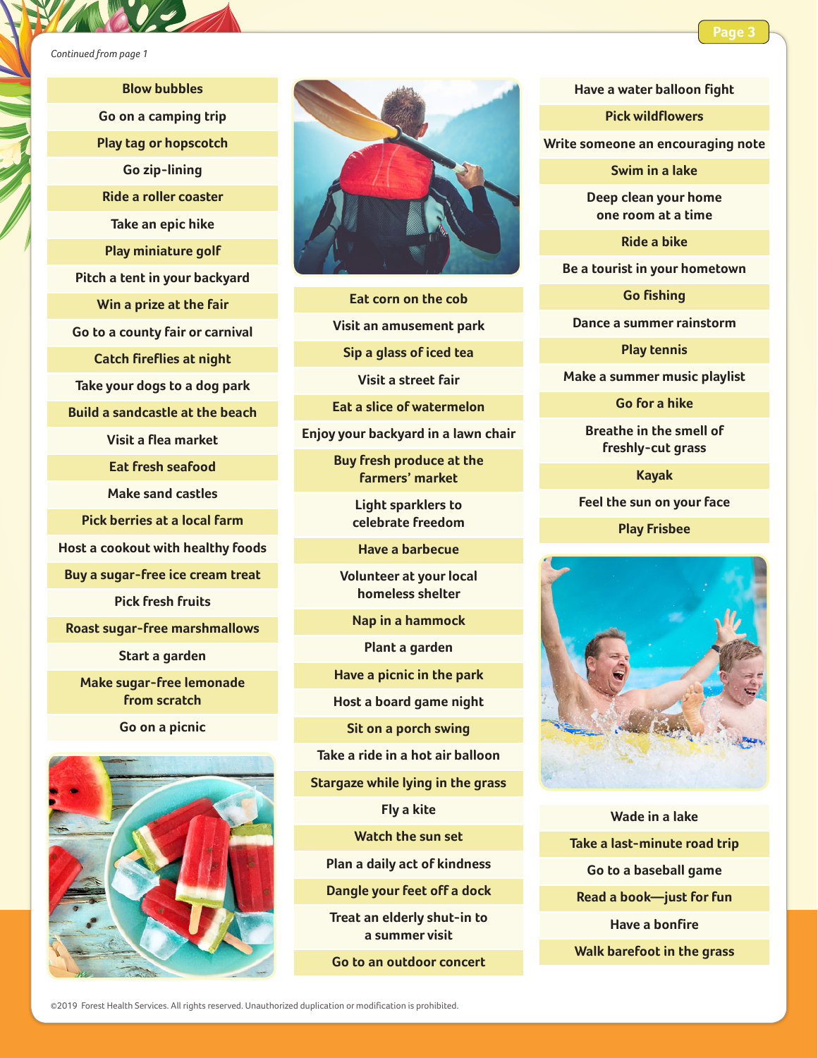*Continued from page 1*

- Blow bubbles
- Go on a camping trip
- Play tag or hopscotch
- Go zip-lining
- Ride a roller coaster
- Take an epic hike
- Play miniature golf
- Pitch a tent in your backyard
- Win a prize at the fair
- Go to a county fair or carnival
- Catch fireflies at night
- Take your dogs to a dog park
- Build a sandcastle at the beach
- Visit a flea market
- Eat fresh seafood
- Make sand castles
- Pick berries at a local farm
- Host a cookout with healthy foods
- Buy a sugar-free ice cream treat
- Pick fresh fruits
- Roast sugar-free marshmallows
- Start a garden
- Make sugar-free lemonade from scratch
- Go on a picnic
- Eat corn on the cob
- Visit an amusement park
- Sip a glass of iced tea
- Visit a street fair
- Eat a slice of watermelon
- Enjoy your backyard in a lawn chair
- Buy fresh produce at the farmers' market
- Light sparklers to celebrate freedom
- Have a barbecue
- Volunteer at your local homeless shelter
- Nap in a hammock
- Plant a garden
- Have a picnic in the park
- Host a board game night
- Sit on a porch swing
- Take a ride in a hot air balloon
- Stargaze while lying in the grass
- Fly a kite
- Watch the sun set
- Plan a daily act of kindness
- Dangle your feet off a dock
- Treat an elderly shut-in to a summer visit
- Go to an outdoor concert
- Have a water balloon fight
- Pick wildflowers
- Write someone an encouraging note
- Swim in a lake
- Deep clean your home one room at a time
- Ride a bike
- Be a tourist in your hometown
- Go fishing
- Dance a summer rainstorm
- Play tennis
- Make a summer music playlist
- Go for a hike
- Breathe in the smell of freshly-cut grass
- Kayak
- Feel the sun on your face
- Play Frisbee
- Wade in a lake
- Take a last-minute road trip
- Go to a baseball game
- Read a book—just for fun
- Have a bonfire
- Walk barefoot in the grass

©2019 Forest Health Services. All rights reserved. Unauthorized duplication or modification is prohibited.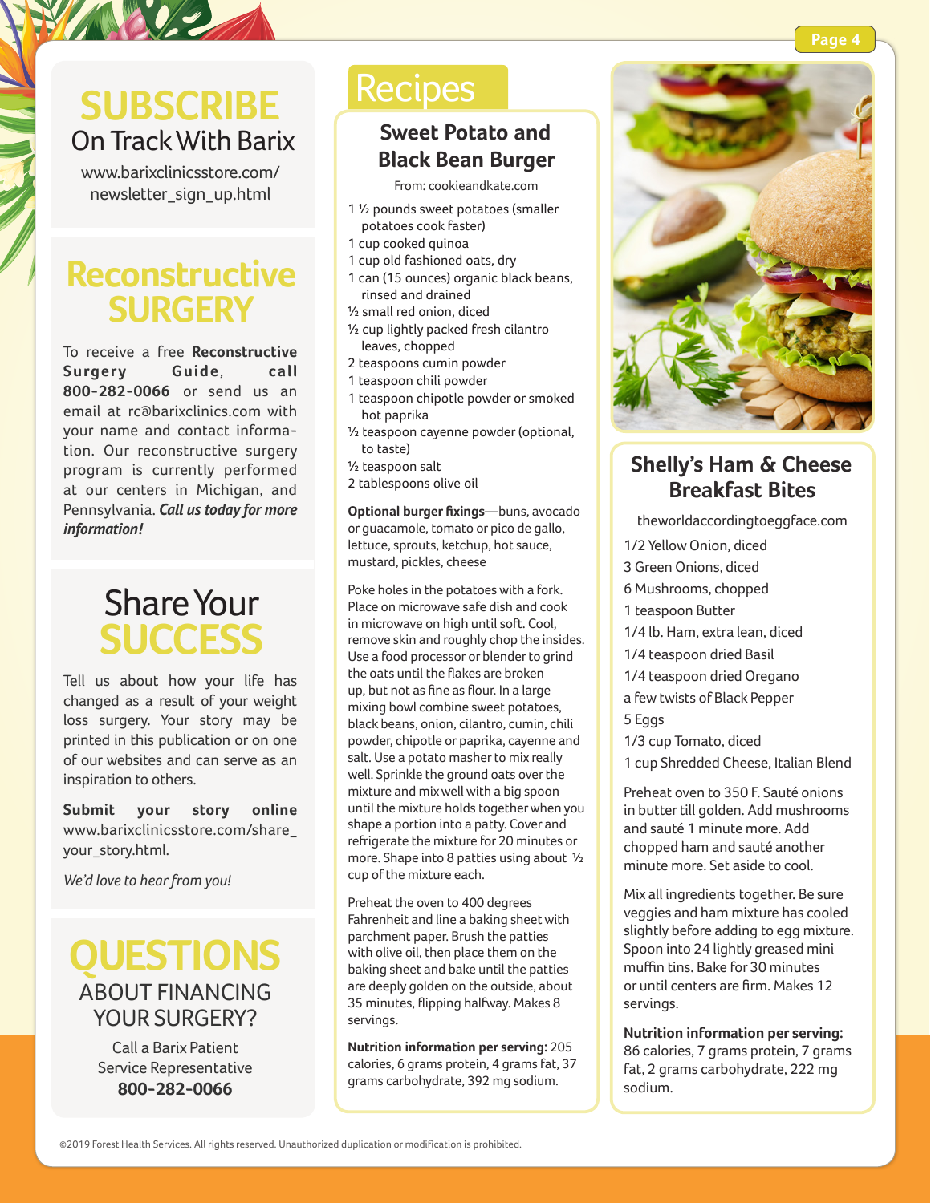# SUBSCRIBE

On Track With Barix

www.barixclinicsstore.com/newsletter_sign_up.html

# Reconstructive SURGERY

To receive a free **Reconstructive Surgery Guide**, call **800-282-0066** or send us an email at rc@barixclinics.com with your name and contact information. Our reconstructive surgery program is currently performed at our centers in Michigan, and Pennsylvania. ***Call us today for more information!***

# Share Your SUCCESS

Tell us about how your life has changed as a result of your weight loss surgery. Your story may be printed in this publication or on one of our websites and can serve as an inspiration to others.

**Submit your story online** www.barixclinicsstore.com/share_your_story.html.

*We'd love to hear from you!*

# QUESTIONS

ABOUT FINANCING YOUR SURGERY?

Call a Barix Patient Service Representative
**800-282-0066**

# Recipes

## Sweet Potato and Black Bean Burger

From: cookieandkate.com

- 1 ½ pounds sweet potatoes (smaller potatoes cook faster)
- 1 cup cooked quinoa
- 1 cup old fashioned oats, dry
- 1 can (15 ounces) organic black beans, rinsed and drained
- ½ small red onion, diced
- ½ cup lightly packed fresh cilantro leaves, chopped
- 2 teaspoons cumin powder
- 1 teaspoon chili powder
- 1 teaspoon chipotle powder or smoked hot paprika
- ½ teaspoon cayenne powder (optional, to taste)
- ½ teaspoon salt
- 2 tablespoons olive oil

**Optional burger fixings**—buns, avocado or guacamole, tomato or pico de gallo, lettuce, sprouts, ketchup, hot sauce, mustard, pickles, cheese

Poke holes in the potatoes with a fork. Place on microwave safe dish and cook in microwave on high until soft. Cool, remove skin and roughly chop the insides. Use a food processor or blender to grind the oats until the flakes are broken up, but not as fine as flour. In a large mixing bowl combine sweet potatoes, black beans, onion, cilantro, cumin, chili powder, chipotle or paprika, cayenne and salt. Use a potato masher to mix really well. Sprinkle the ground oats over the mixture and mix well with a big spoon until the mixture holds together when you shape a portion into a patty. Cover and refrigerate the mixture for 20 minutes or more. Shape into 8 patties using about ½ cup of the mixture each.

Preheat the oven to 400 degrees Fahrenheit and line a baking sheet with parchment paper. Brush the patties with olive oil, then place them on the baking sheet and bake until the patties are deeply golden on the outside, about 35 minutes, flipping halfway. Makes 8 servings.

**Nutrition information per serving:** 205 calories, 6 grams protein, 4 grams fat, 37 grams carbohydrate, 392 mg sodium.

## Shelly's Ham & Cheese Breakfast Bites

theworldaccordingtoeggface.com

- 1/2 Yellow Onion, diced
- 3 Green Onions, diced
- 6 Mushrooms, chopped
- 1 teaspoon Butter
- 1/4 lb. Ham, extra lean, diced
- 1/4 teaspoon dried Basil
- 1/4 teaspoon dried Oregano
- a few twists of Black Pepper
- 5 Eggs
- 1/3 cup Tomato, diced
- 1 cup Shredded Cheese, Italian Blend

Preheat oven to 350 F. Sauté onions in butter till golden. Add mushrooms and sauté 1 minute more. Add chopped ham and sauté another minute more. Set aside to cool.

Mix all ingredients together. Be sure veggies and ham mixture has cooled slightly before adding to egg mixture. Spoon into 24 lightly greased mini muffin tins. Bake for 30 minutes or until centers are firm. Makes 12 servings.

**Nutrition information per serving:** 86 calories, 7 grams protein, 7 grams fat, 2 grams carbohydrate, 222 mg sodium.

©2019 Forest Health Services. All rights reserved. Unauthorized duplication or modification is prohibited.